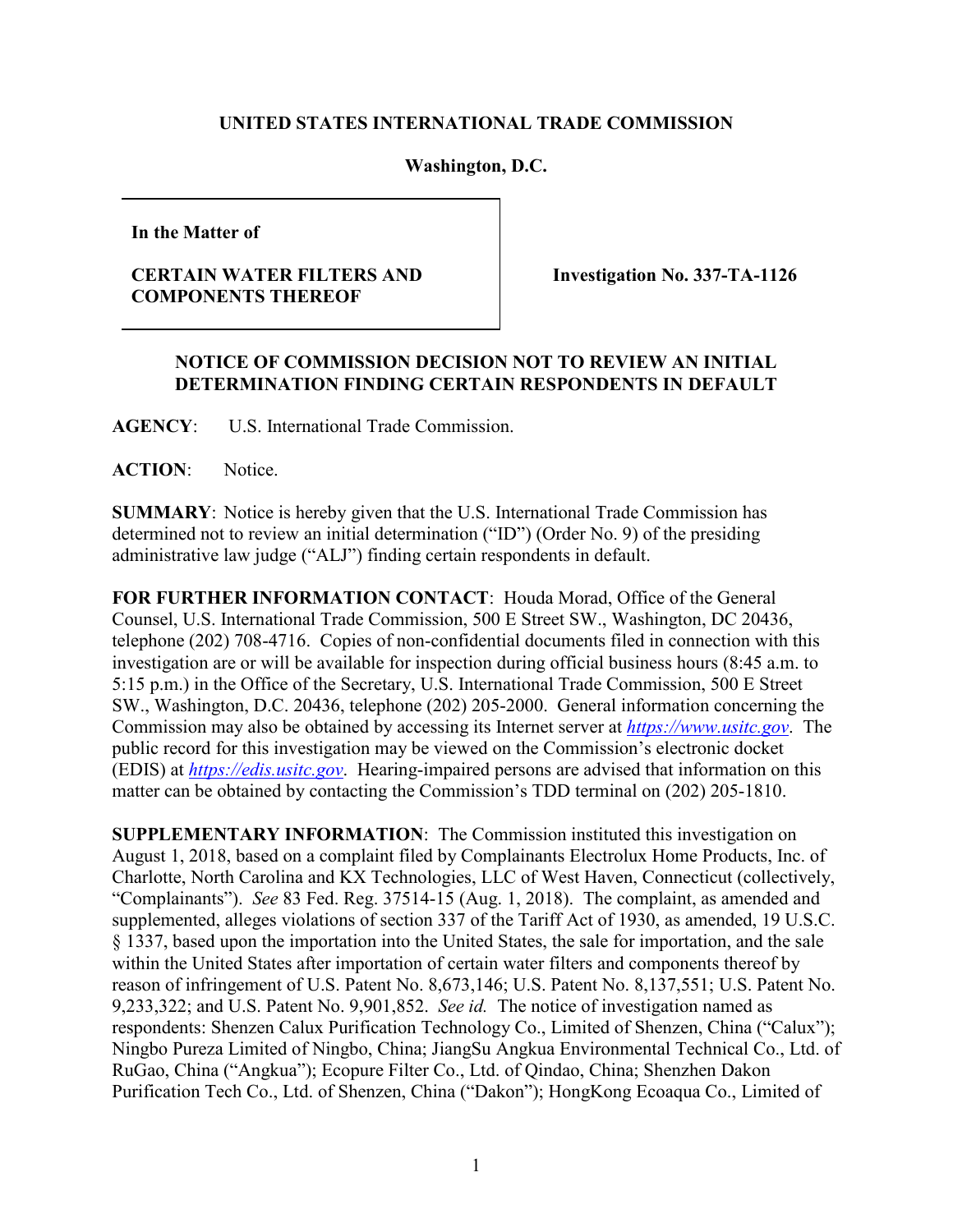**UNITED STATES INTERNATIONAL TRADE COMMISSION**

**Washington, D.C.**

| In the Matter of **CERTAIN WATER FILTERS AND COMPONENTS THEREOF** | **Investigation No. 337-TA-1126** |
|---|---|

**NOTICE OF COMMISSION DECISION NOT TO REVIEW AN INITIAL DETERMINATION FINDING CERTAIN RESPONDENTS IN DEFAULT**

**AGENCY**: U.S. International Trade Commission.

**ACTION**: Notice.

**SUMMARY**: Notice is hereby given that the U.S. International Trade Commission has determined not to review an initial determination ("ID") (Order No. 9) of the presiding administrative law judge ("ALJ") finding certain respondents in default.

**FOR FURTHER INFORMATION CONTACT**: Houda Morad, Office of the General Counsel, U.S. International Trade Commission, 500 E Street SW., Washington, DC 20436, telephone (202) 708-4716. Copies of non-confidential documents filed in connection with this investigation are or will be available for inspection during official business hours (8:45 a.m. to 5:15 p.m.) in the Office of the Secretary, U.S. International Trade Commission, 500 E Street SW., Washington, D.C. 20436, telephone (202) 205-2000. General information concerning the Commission may also be obtained by accessing its Internet server at *https://www.usitc.gov*. The public record for this investigation may be viewed on the Commission's electronic docket (EDIS) at *https://edis.usitc.gov*. Hearing-impaired persons are advised that information on this matter can be obtained by contacting the Commission's TDD terminal on (202) 205-1810.

**SUPPLEMENTARY INFORMATION**: The Commission instituted this investigation on August 1, 2018, based on a complaint filed by Complainants Electrolux Home Products, Inc. of Charlotte, North Carolina and KX Technologies, LLC of West Haven, Connecticut (collectively, "Complainants"). *See* 83 Fed. Reg. 37514-15 (Aug. 1, 2018). The complaint, as amended and supplemented, alleges violations of section 337 of the Tariff Act of 1930, as amended, 19 U.S.C. § 1337, based upon the importation into the United States, the sale for importation, and the sale within the United States after importation of certain water filters and components thereof by reason of infringement of U.S. Patent No. 8,673,146; U.S. Patent No. 8,137,551; U.S. Patent No. 9,233,322; and U.S. Patent No. 9,901,852. *See id.* The notice of investigation named as respondents: Shenzen Calux Purification Technology Co., Limited of Shenzen, China ("Calux"); Ningbo Pureza Limited of Ningbo, China; JiangSu Angkua Environmental Technical Co., Ltd. of RuGao, China ("Angkua"); Ecopure Filter Co., Ltd. of Qindao, China; Shenzhen Dakon Purification Tech Co., Ltd. of Shenzen, China ("Dakon"); HongKong Ecoaqua Co., Limited of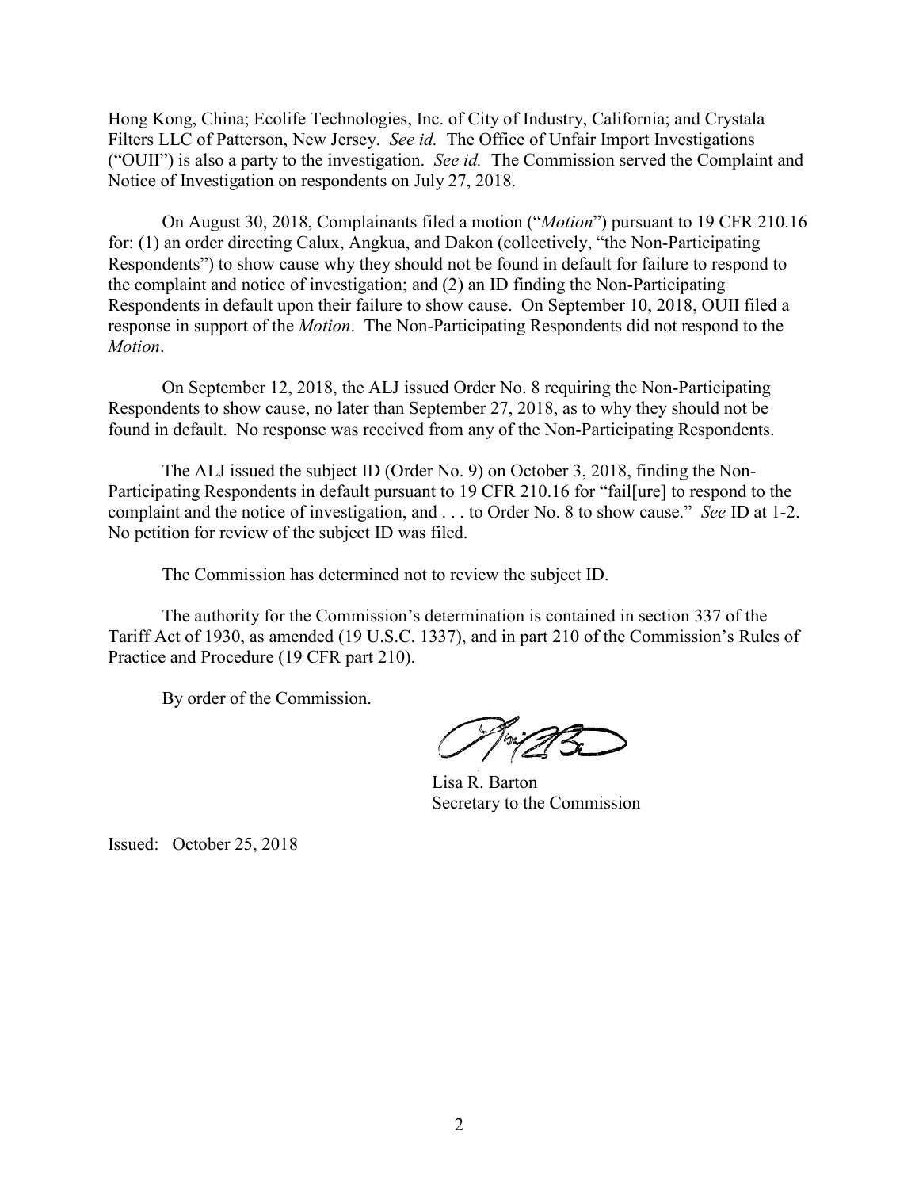Hong Kong, China; Ecolife Technologies, Inc. of City of Industry, California; and Crystala Filters LLC of Patterson, New Jersey. *See id.* The Office of Unfair Import Investigations ("OUII") is also a party to the investigation. *See id.* The Commission served the Complaint and Notice of Investigation on respondents on July 27, 2018.

On August 30, 2018, Complainants filed a motion ("*Motion*") pursuant to 19 CFR 210.16 for: (1) an order directing Calux, Angkua, and Dakon (collectively, "the Non-Participating Respondents") to show cause why they should not be found in default for failure to respond to the complaint and notice of investigation; and (2) an ID finding the Non-Participating Respondents in default upon their failure to show cause. On September 10, 2018, OUII filed a response in support of the *Motion*. The Non-Participating Respondents did not respond to the *Motion*.

On September 12, 2018, the ALJ issued Order No. 8 requiring the Non-Participating Respondents to show cause, no later than September 27, 2018, as to why they should not be found in default. No response was received from any of the Non-Participating Respondents.

The ALJ issued the subject ID (Order No. 9) on October 3, 2018, finding the Non-Participating Respondents in default pursuant to 19 CFR 210.16 for "fail[ure] to respond to the complaint and the notice of investigation, and . . . to Order No. 8 to show cause." *See* ID at 1-2. No petition for review of the subject ID was filed.

The Commission has determined not to review the subject ID.

The authority for the Commission's determination is contained in section 337 of the Tariff Act of 1930, as amended (19 U.S.C. 1337), and in part 210 of the Commission's Rules of Practice and Procedure (19 CFR part 210).

By order of the Commission.

Lisa R. Barton
Secretary to the Commission

Issued: October 25, 2018